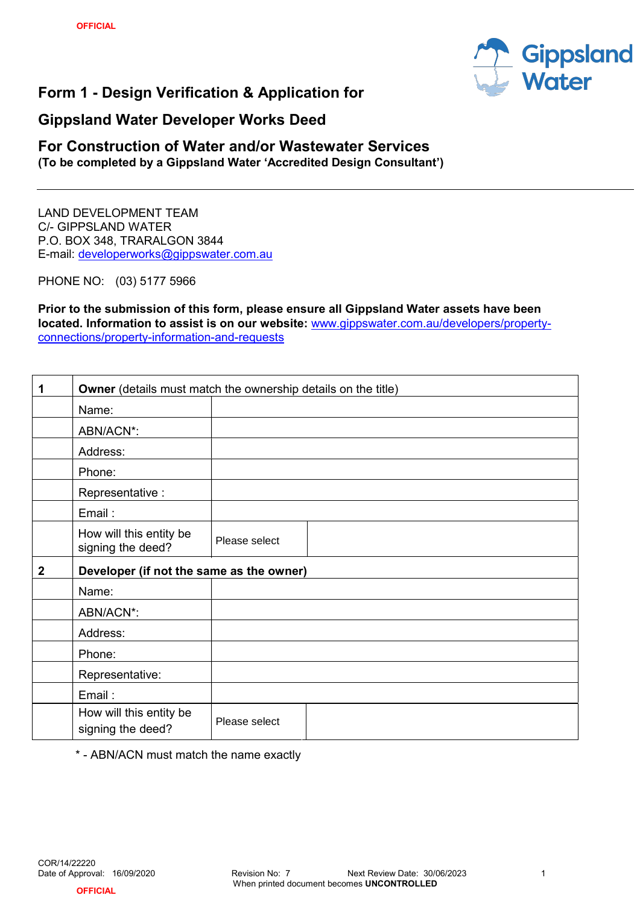# Form 1 - Design Verification & Application for

# Gippsland Water Developer Works Deed

## For Construction of Water and/or Wastewater Services

**(To be completed by a Gippsland Water 'Accredited Design Consultant')**

---

LAND DEVELOPMENT TEAM
C/- GIPPSLAND WATER
P.O. BOX 348, TRARALGON 3844
E-mail: developerworks@gippswater.com.au

PHONE NO: (03) 5177 5966

**Prior to the submission of this form, please ensure all Gippsland Water assets have been located. Information to assist is on our website:** www.gippswater.com.au/developers/property-connections/property-information-and-requests

| 1 | **Owner** (details must match the ownership details on the title) | | |
|---|---|---|---|
| | Name: | | |
| | ABN/ACN*: | | |
| | Address: | | |
| | Phone: | | |
| | Representative : | | |
| | Email : | | |
| | How will this entity be signing the deed? | Please select | |
| **2** | **Developer (if not the same as the owner)** | | |
| | Name: | | |
| | ABN/ACN*: | | |
| | Address: | | |
| | Phone: | | |
| | Representative: | | |
| | Email : | | |
| | How will this entity be signing the deed? | Please select | |

\* - ABN/ACN must match the name exactly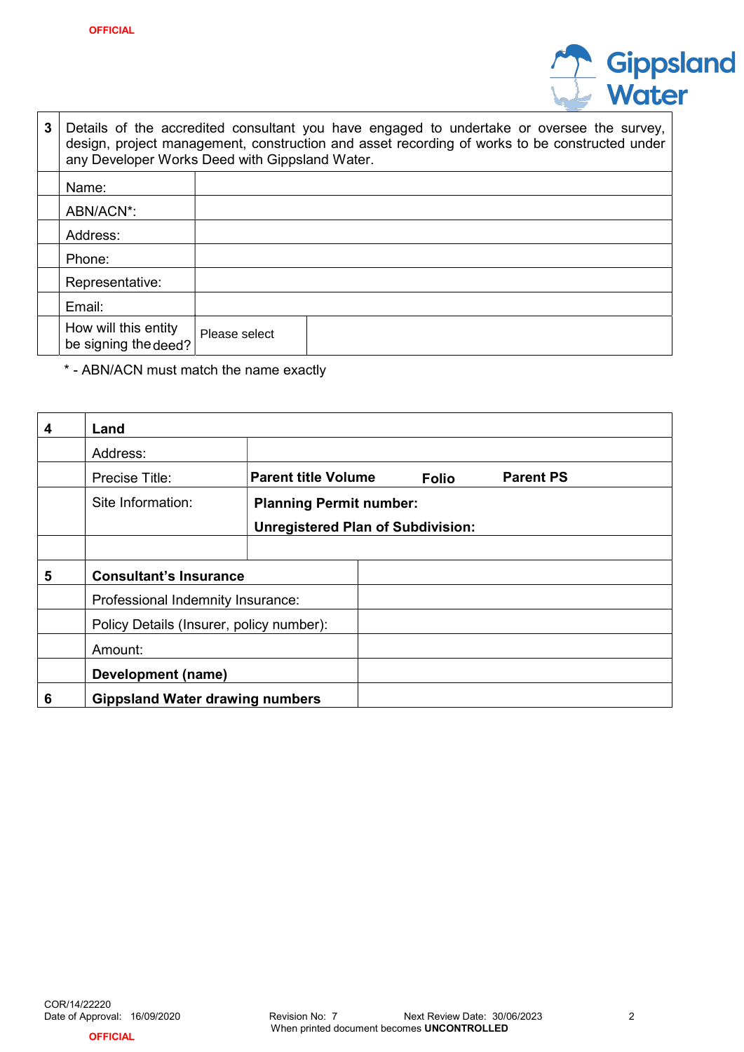| 3 | Details of the accredited consultant you have engaged to undertake or oversee the survey, design, project management, construction and asset recording of works to be constructed under any Developer Works Deed with Gippsland Water. | | |
|---|---|---|---|
| | Name: | | |
| | ABN/ACN*: | | |
| | Address: | | |
| | Phone: | | |
| | Representative: | | |
| | Email: | | |
| | How will this entity be signing the deed? | Please select | |

* - ABN/ACN must match the name exactly

| 4 | **Land** | | |
|---|---|---|---|
| | Address: | | |
| | Precise Title: | **Parent title Volume** **Folio** **Parent PS** | |
| | Site Information: | **Planning Permit number:** **Unregistered Plan of Subdivision:** | |
| | | | |
| 5 | **Consultant's Insurance** | | |
| | Professional Indemnity Insurance: | | |
| | Policy Details (Insurer, policy number): | | |
| | Amount: | | |
| | **Development (name)** | | |
| 6 | **Gippsland Water drawing numbers** | | |

COR/14/22220
Date of Approval: 16/09/2020 Revision No: 7 Next Review Date: 30/06/2023
When printed document becomes **UNCONTROLLED**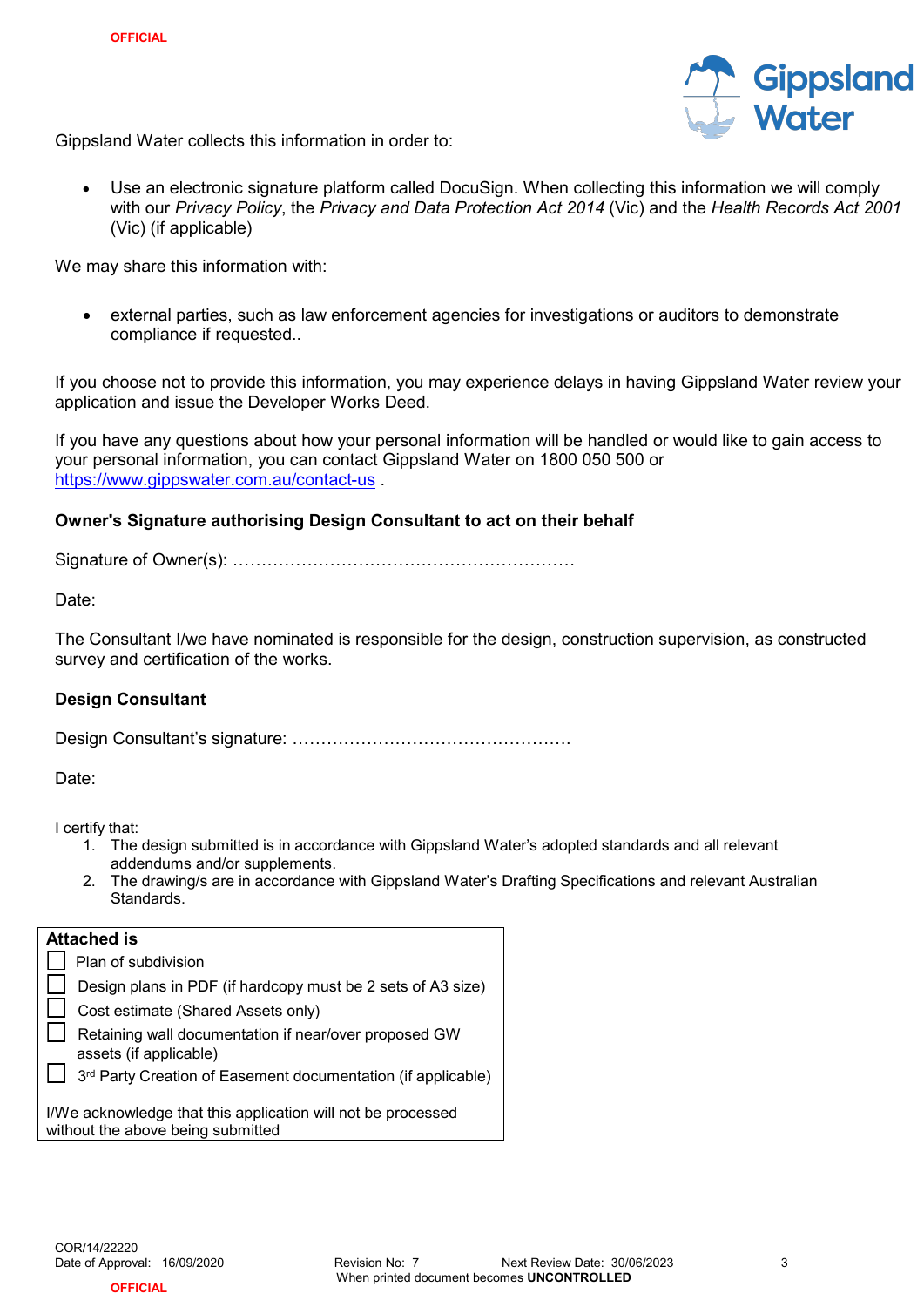Gippsland Water collects this information in order to:

- Use an electronic signature platform called DocuSign. When collecting this information we will comply with our *Privacy Policy*, the *Privacy and Data Protection Act 2014* (Vic) and the *Health Records Act 2001* (Vic) (if applicable)

We may share this information with:

- external parties, such as law enforcement agencies for investigations or auditors to demonstrate compliance if requested..

If you choose not to provide this information, you may experience delays in having Gippsland Water review your application and issue the Developer Works Deed.

If you have any questions about how your personal information will be handled or would like to gain access to your personal information, you can contact Gippsland Water on 1800 050 500 or https://www.gippswater.com.au/contact-us .

**Owner's Signature authorising Design Consultant to act on their behalf**

Signature of Owner(s): ……………………………………………………

Date:

The Consultant I/we have nominated is responsible for the design, construction supervision, as constructed survey and certification of the works.

**Design Consultant**

Design Consultant's signature: …………………………………………

Date:

I certify that:

1. The design submitted is in accordance with Gippsland Water's adopted standards and all relevant addendums and/or supplements.
2. The drawing/s are in accordance with Gippsland Water's Drafting Specifications and relevant Australian Standards.

**Attached is**

- ☐ Plan of subdivision
- ☐ Design plans in PDF (if hardcopy must be 2 sets of A3 size)
- ☐ Cost estimate (Shared Assets only)
- ☐ Retaining wall documentation if near/over proposed GW assets (if applicable)
- ☐ 3rd Party Creation of Easement documentation (if applicable)

I/We acknowledge that this application will not be processed without the above being submitted

COR/14/22220
Date of Approval: 16/09/2020 Revision No: 7 Next Review Date: 30/06/2023
When printed document becomes **UNCONTROLLED**